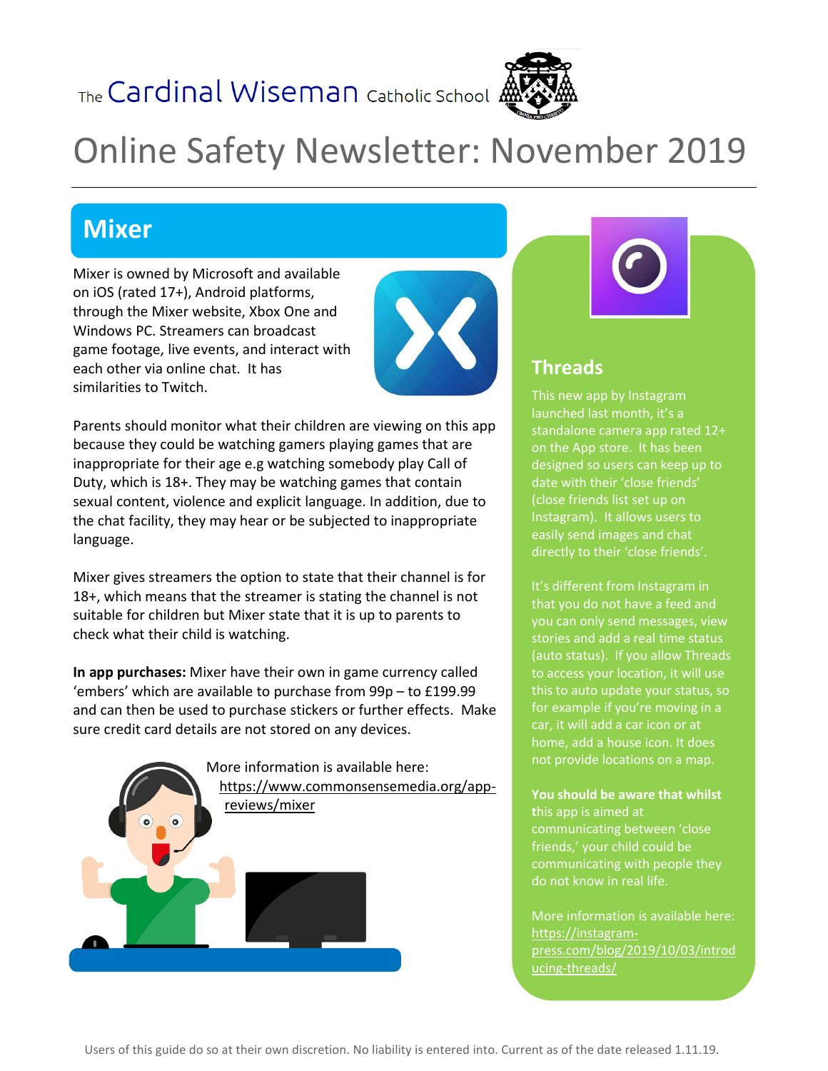The Cardinal Wiseman Catholic School

# Online Safety Newsletter: November 2019

## Mixer

Mixer is owned by Microsoft and available on iOS (rated 17+), Android platforms, through the Mixer website, Xbox One and Windows PC. Streamers can broadcast game footage, live events, and interact with each other via online chat. It has similarities to Twitch.

Parents should monitor what their children are viewing on this app because they could be watching gamers playing games that are inappropriate for their age e.g watching somebody play Call of Duty, which is 18+. They may be watching games that contain sexual content, violence and explicit language. In addition, due to the chat facility, they may hear or be subjected to inappropriate language.

Mixer gives streamers the option to state that their channel is for 18+, which means that the streamer is stating the channel is not suitable for children but Mixer state that it is up to parents to check what their child is watching.

**In app purchases:** Mixer have their own in game currency called 'embers' which are available to purchase from 99p – to £199.99 and can then be used to purchase stickers or further effects. Make sure credit card details are not stored on any devices.

More information is available here: https://www.commonsensemedia.org/app-reviews/mixer

## Threads

This new app by Instagram launched last month, it's a standalone camera app rated 12+ on the App store. It has been designed so users can keep up to date with their 'close friends' (close friends list set up on Instagram). It allows users to easily send images and chat directly to their 'close friends'.

It's different from Instagram in that you do not have a feed and you can only send messages, view stories and add a real time status (auto status). If you allow Threads to access your location, it will use this to auto update your status, so for example if you're moving in a car, it will add a car icon or at home, add a house icon. It does not provide locations on a map.

**You should be aware that whilst t**his app is aimed at communicating between 'close friends,' your child could be communicating with people they do not know in real life.

More information is available here: https://instagram-press.com/blog/2019/10/03/introducing-threads/

Users of this guide do so at their own discretion. No liability is entered into. Current as of the date released 1.11.19.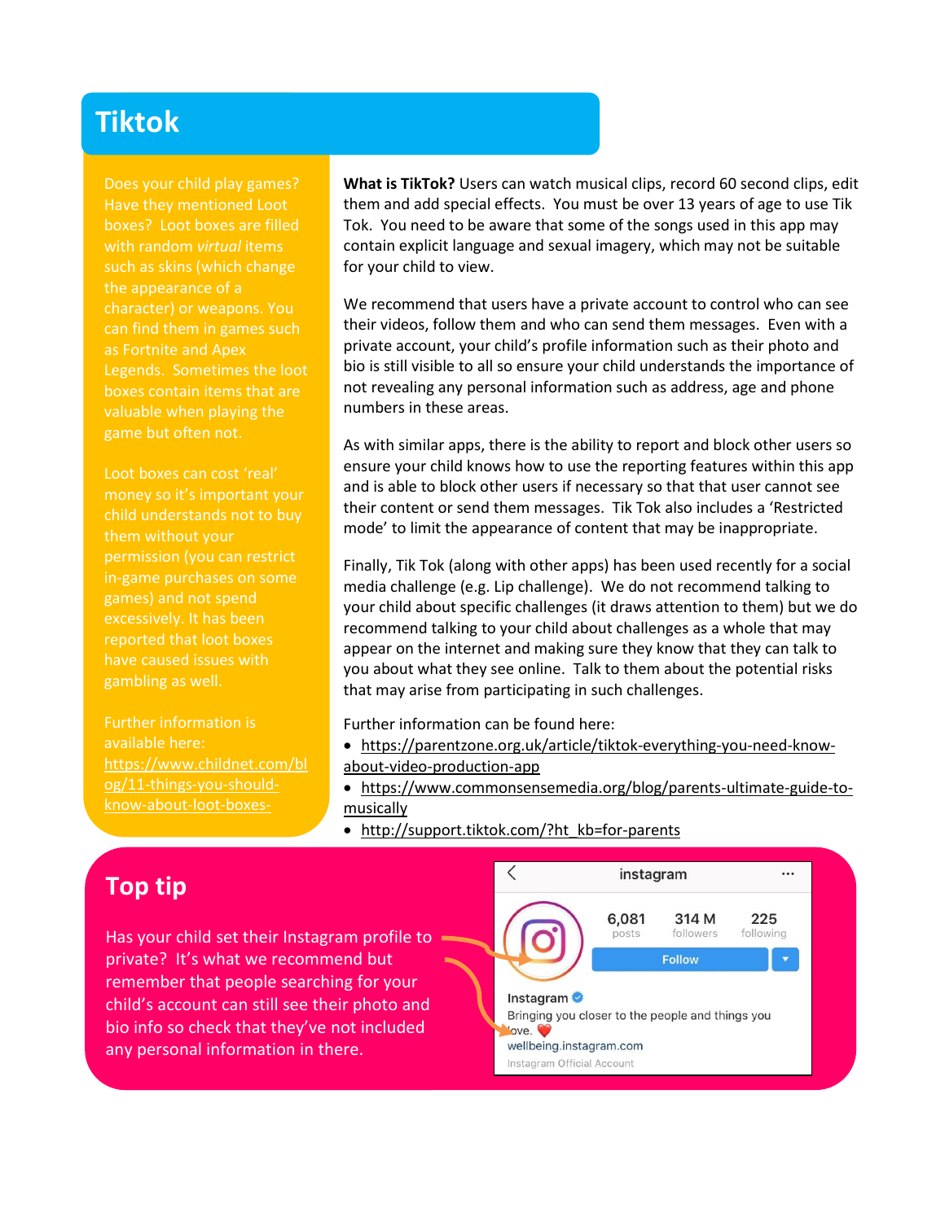## Tiktok

Does your child play games? Have they mentioned Loot boxes? Loot boxes are filled with random *virtual* items such as skins (which change the appearance of a character) or weapons. You can find them in games such as Fortnite and Apex Legends. Sometimes the loot boxes contain items that are valuable when playing the game but often not.

Loot boxes can cost 'real' money so it's important your child understands not to buy them without your permission (you can restrict in-game purchases on some games) and not spend excessively. It has been reported that loot boxes have caused issues with gambling as well.

Further information is available here: https://www.childnet.com/blog/11-things-you-should-know-about-loot-boxes-

**What is TikTok?** Users can watch musical clips, record 60 second clips, edit them and add special effects. You must be over 13 years of age to use Tik Tok. You need to be aware that some of the songs used in this app may contain explicit language and sexual imagery, which may not be suitable for your child to view.

We recommend that users have a private account to control who can see their videos, follow them and who can send them messages. Even with a private account, your child's profile information such as their photo and bio is still visible to all so ensure your child understands the importance of not revealing any personal information such as address, age and phone numbers in these areas.

As with similar apps, there is the ability to report and block other users so ensure your child knows how to use the reporting features within this app and is able to block other users if necessary so that that user cannot see their content or send them messages. Tik Tok also includes a 'Restricted mode' to limit the appearance of content that may be inappropriate.

Finally, Tik Tok (along with other apps) has been used recently for a social media challenge (e.g. Lip challenge). We do not recommend talking to your child about specific challenges (it draws attention to them) but we do recommend talking to your child about challenges as a whole that may appear on the internet and making sure they know that they can talk to you about what they see online. Talk to them about the potential risks that may arise from participating in such challenges.

Further information can be found here:

- https://parentzone.org.uk/article/tiktok-everything-you-need-know-about-video-production-app
- https://www.commonsensemedia.org/blog/parents-ultimate-guide-to-musically
- http://support.tiktok.com/?ht_kb=for-parents

## Top tip

Has your child set their Instagram profile to private? It's what we recommend but remember that people searching for your child's account can still see their photo and bio info so check that they've not included any personal information in there.

instagram

6,081 posts | 314 M followers | 225 following

Follow

Instagram

Bringing you closer to the people and things you love. ❤️

wellbeing.instagram.com

Instagram Official Account